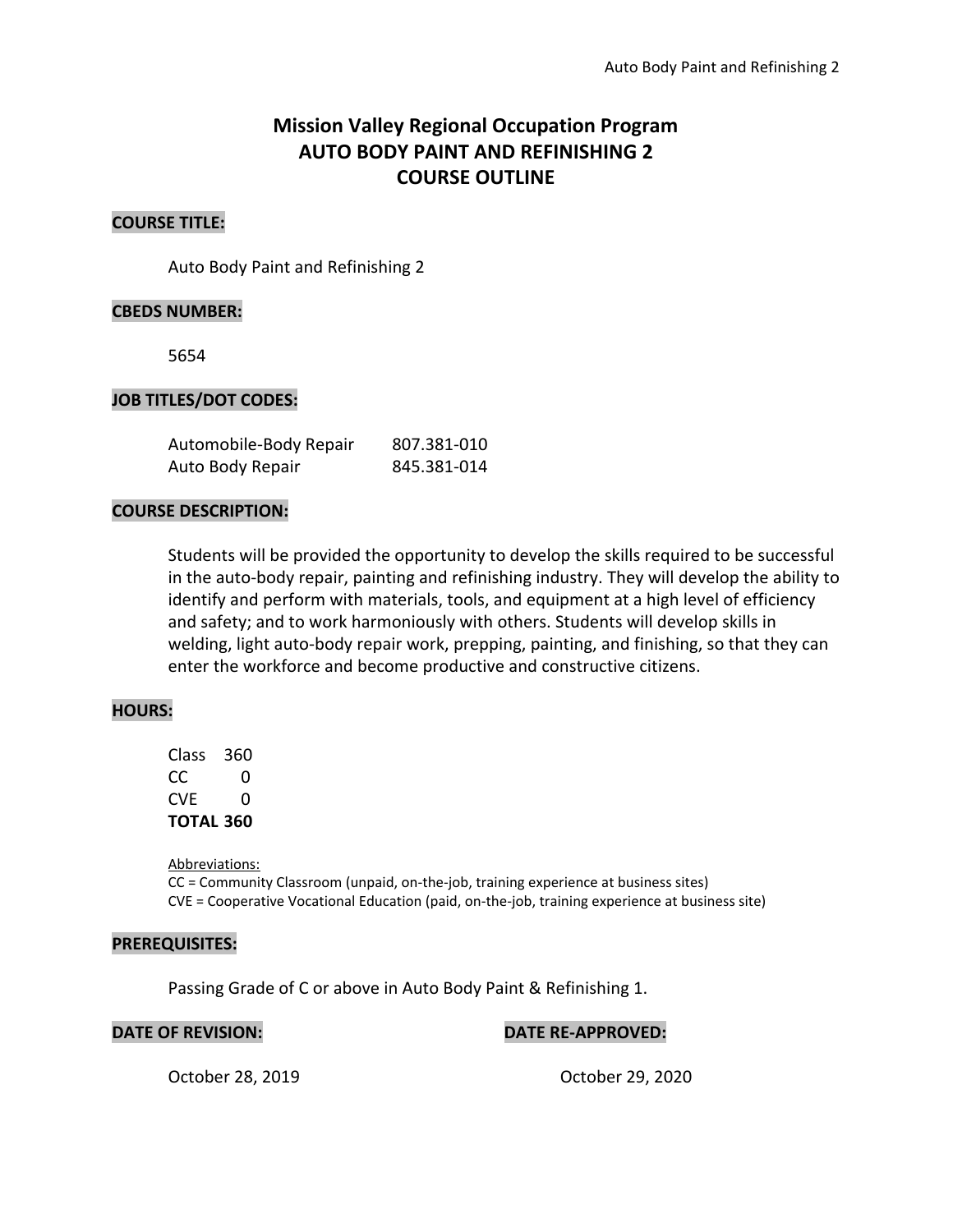# Mission Valley Regional Occupation Program
# AUTO BODY PAINT AND REFINISHING 2
# COURSE OUTLINE

## COURSE TITLE:

Auto Body Paint and Refinishing 2

## CBEDS NUMBER:

5654

## JOB TITLES/DOT CODES:

| | |
|---|---|
| Automobile-Body Repair | 807.381-010 |
| Auto Body Repair | 845.381-014 |

## COURSE DESCRIPTION:

Students will be provided the opportunity to develop the skills required to be successful in the auto-body repair, painting and refinishing industry. They will develop the ability to identify and perform with materials, tools, and equipment at a high level of efficiency and safety; and to work harmoniously with others. Students will develop skills in welding, light auto-body repair work, prepping, painting, and finishing, so that they can enter the workforce and become productive and constructive citizens.

## HOURS:

| | |
|---|---|
| Class | 360 |
| CC | 0 |
| CVE | 0 |
| **TOTAL** | **360** |

Abbreviations:
CC = Community Classroom (unpaid, on-the-job, training experience at business sites)
CVE = Cooperative Vocational Education (paid, on-the-job, training experience at business site)

## PREREQUISITES:

Passing Grade of C or above in Auto Body Paint & Refinishing 1.

## DATE OF REVISION:

October 28, 2019

## DATE RE-APPROVED:

October 29, 2020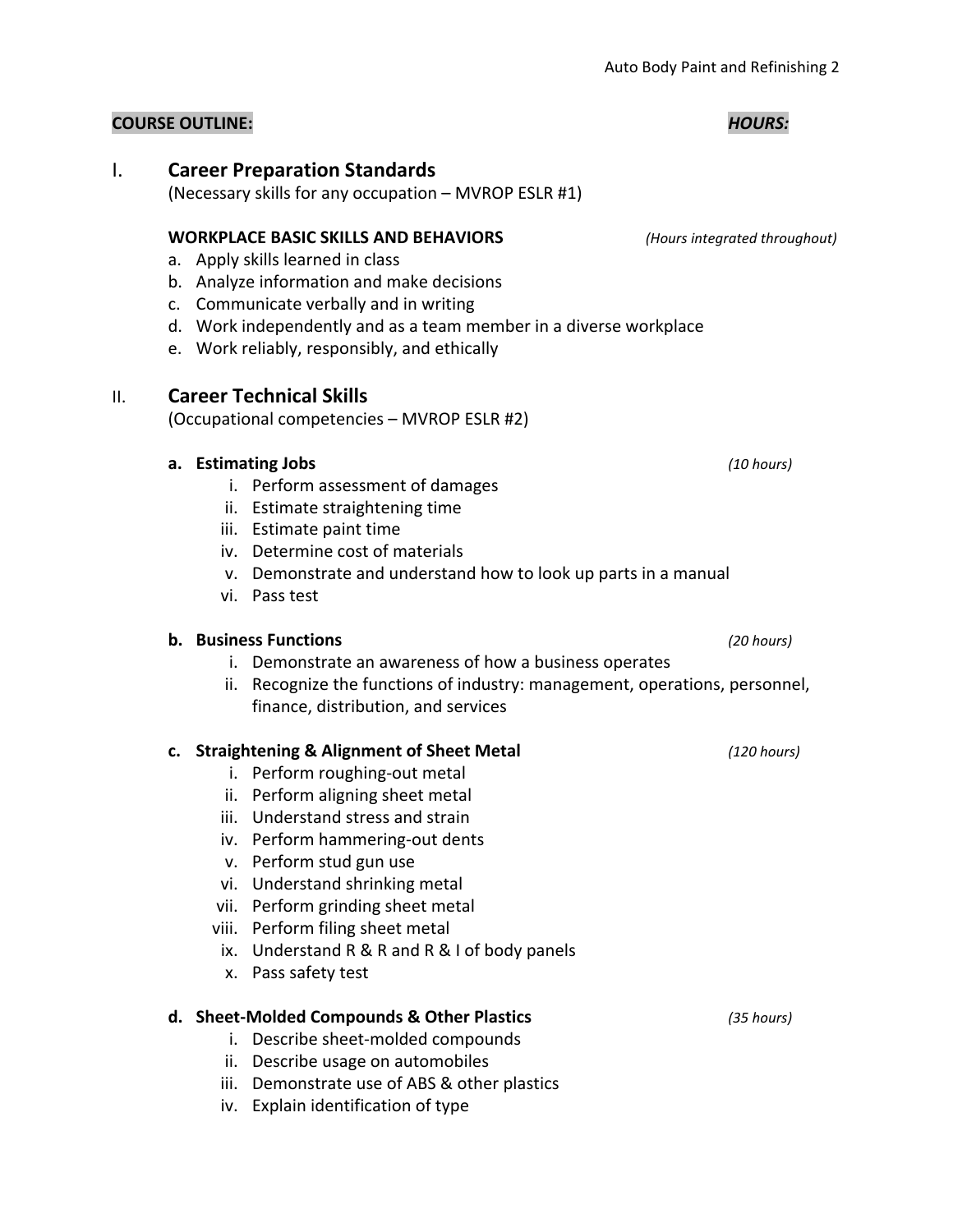**COURSE OUTLINE:** ***HOURS:***

## I. Career Preparation Standards

(Necessary skills for any occupation – MVROP ESLR #1)

**WORKPLACE BASIC SKILLS AND BEHAVIORS** *(Hours integrated throughout)*

a. Apply skills learned in class
b. Analyze information and make decisions
c. Communicate verbally and in writing
d. Work independently and as a team member in a diverse workplace
e. Work reliably, responsibly, and ethically

## II. Career Technical Skills

(Occupational competencies – MVROP ESLR #2)

**a. Estimating Jobs** *(10 hours)*

i. Perform assessment of damages
ii. Estimate straightening time
iii. Estimate paint time
iv. Determine cost of materials
v. Demonstrate and understand how to look up parts in a manual
vi. Pass test

**b. Business Functions** *(20 hours)*

i. Demonstrate an awareness of how a business operates
ii. Recognize the functions of industry: management, operations, personnel, finance, distribution, and services

**c. Straightening & Alignment of Sheet Metal** *(120 hours)*

i. Perform roughing-out metal
ii. Perform aligning sheet metal
iii. Understand stress and strain
iv. Perform hammering-out dents
v. Perform stud gun use
vi. Understand shrinking metal
vii. Perform grinding sheet metal
viii. Perform filing sheet metal
ix. Understand R & R and R & I of body panels
x. Pass safety test

**d. Sheet-Molded Compounds & Other Plastics** *(35 hours)*

i. Describe sheet-molded compounds
ii. Describe usage on automobiles
iii. Demonstrate use of ABS & other plastics
iv. Explain identification of type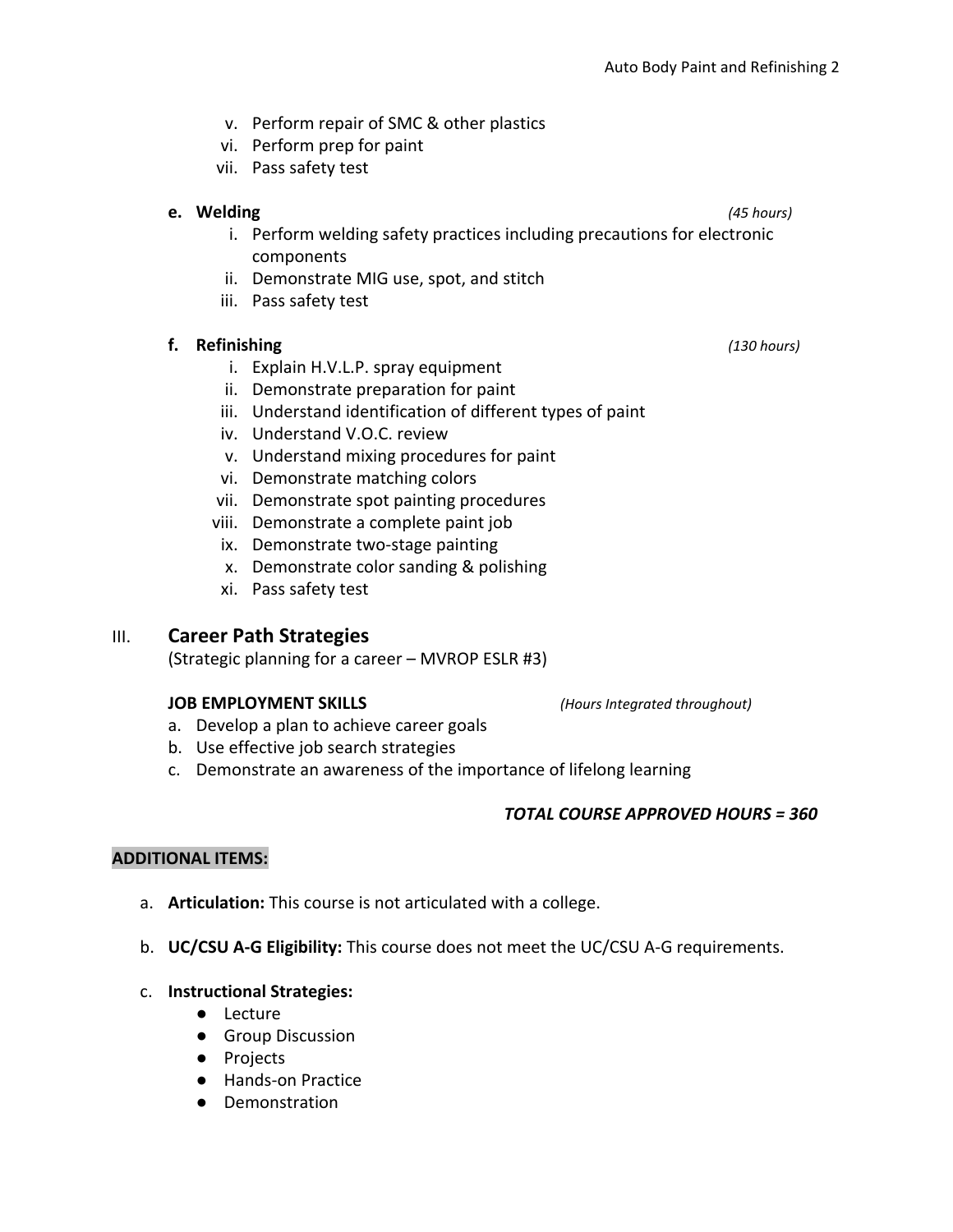v. Perform repair of SMC & other plastics
vi. Perform prep for paint
vii. Pass safety test

**e. Welding** *(45 hours)*

i. Perform welding safety practices including precautions for electronic components
ii. Demonstrate MIG use, spot, and stitch
iii. Pass safety test

**f. Refinishing** *(130 hours)*

i. Explain H.V.L.P. spray equipment
ii. Demonstrate preparation for paint
iii. Understand identification of different types of paint
iv. Understand V.O.C. review
v. Understand mixing procedures for paint
vi. Demonstrate matching colors
vii. Demonstrate spot painting procedures
viii. Demonstrate a complete paint job
ix. Demonstrate two-stage painting
x. Demonstrate color sanding & polishing
xi. Pass safety test

## III. Career Path Strategies

(Strategic planning for a career – MVROP ESLR #3)

**JOB EMPLOYMENT SKILLS** *(Hours Integrated throughout)*

a. Develop a plan to achieve career goals
b. Use effective job search strategies
c. Demonstrate an awareness of the importance of lifelong learning

***TOTAL COURSE APPROVED HOURS = 360***

**ADDITIONAL ITEMS:**

a. **Articulation:** This course is not articulated with a college.

b. **UC/CSU A-G Eligibility:** This course does not meet the UC/CSU A-G requirements.

c. **Instructional Strategies:**
   - Lecture
   - Group Discussion
   - Projects
   - Hands-on Practice
   - Demonstration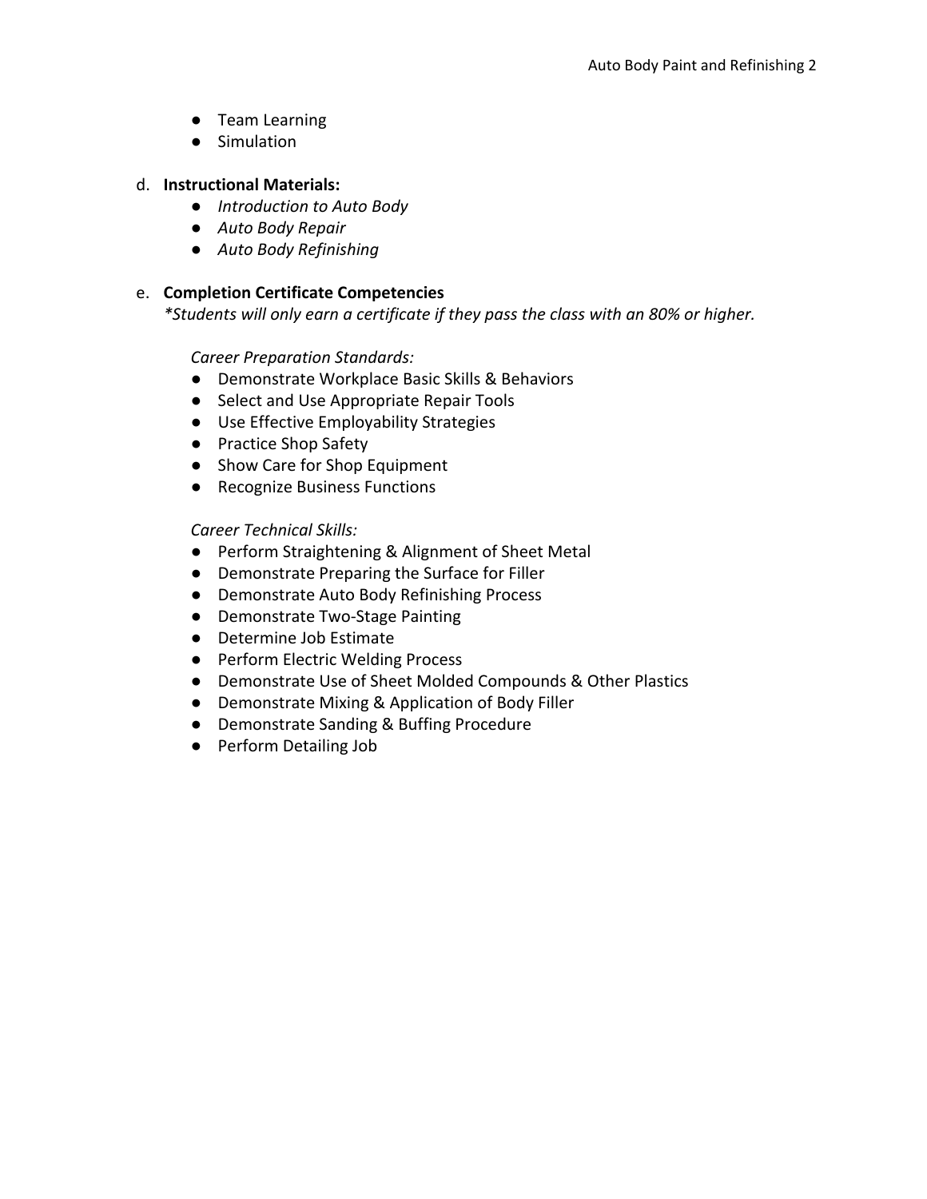- Team Learning
- Simulation

d. **Instructional Materials:**
   - *Introduction to Auto Body*
   - *Auto Body Repair*
   - *Auto Body Refinishing*

e. **Completion Certificate Competencies**
   *\*Students will only earn a certificate if they pass the class with an 80% or higher.*

   *Career Preparation Standards:*
   - Demonstrate Workplace Basic Skills & Behaviors
   - Select and Use Appropriate Repair Tools
   - Use Effective Employability Strategies
   - Practice Shop Safety
   - Show Care for Shop Equipment
   - Recognize Business Functions

   *Career Technical Skills:*
   - Perform Straightening & Alignment of Sheet Metal
   - Demonstrate Preparing the Surface for Filler
   - Demonstrate Auto Body Refinishing Process
   - Demonstrate Two-Stage Painting
   - Determine Job Estimate
   - Perform Electric Welding Process
   - Demonstrate Use of Sheet Molded Compounds & Other Plastics
   - Demonstrate Mixing & Application of Body Filler
   - Demonstrate Sanding & Buffing Procedure
   - Perform Detailing Job